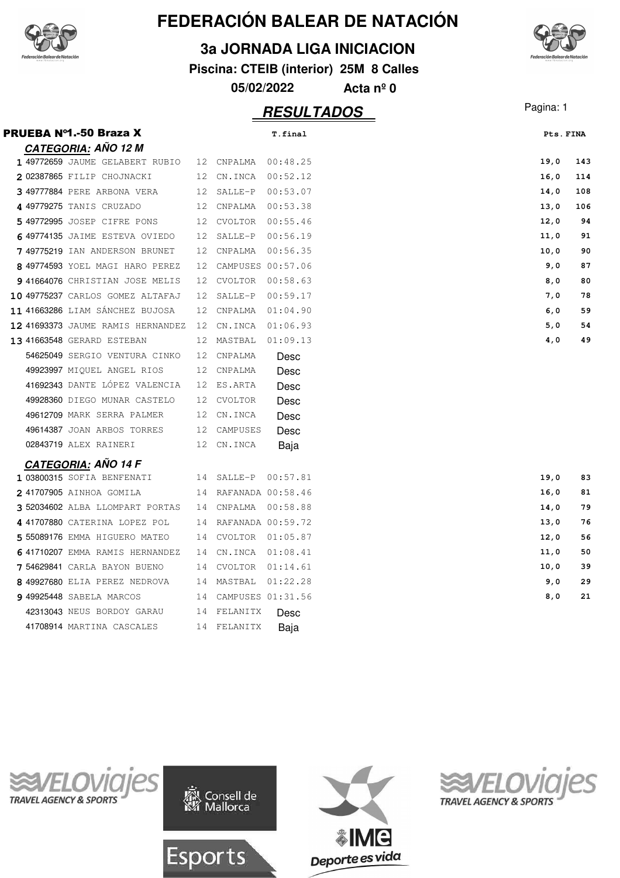# FEDERACIÓN BALEAR DE NATACIÓN

## 3a JORNADA LIGA INICIACION

**Piscina: CTEIB (interior) 25M 8 Calles**

**05/02/2022 Acta nº 0**

## *RESULTADOS*

### PRUEBA Nº1.-50 Braza X

#### *CATEGORIA: AÑO 12 M*

| | | | | | T.final | Pts. | FINA |
|---|---|---|---|---|---|---|---|
| 1 | 49772659 | JAUME GELABERT RUBIO | 12 | CNPALMA | 00:48.25 | 19,0 | 143 |
| 2 | 02387865 | FILIP CHOJNACKI | 12 | CN.INCA | 00:52.12 | 16,0 | 114 |
| 3 | 49777884 | PERE ARBONA VERA | 12 | SALLE-P | 00:53.07 | 14,0 | 108 |
| 4 | 49779275 | TANIS CRUZADO | 12 | CNPALMA | 00:53.38 | 13,0 | 106 |
| 5 | 49772995 | JOSEP CIFRE PONS | 12 | CVOLTOR | 00:55.46 | 12,0 | 94 |
| 6 | 49774135 | JAIME ESTEVA OVIEDO | 12 | SALLE-P | 00:56.19 | 11,0 | 91 |
| 7 | 49775219 | IAN ANDERSON BRUNET | 12 | CNPALMA | 00:56.35 | 10,0 | 90 |
| 8 | 49774593 | YOEL MAGI HARO PEREZ | 12 | CAMPUSES | 00:57.06 | 9,0 | 87 |
| 9 | 41664076 | CHRISTIAN JOSE MELIS | 12 | CVOLTOR | 00:58.63 | 8,0 | 80 |
| 10 | 49775237 | CARLOS GOMEZ ALTAFAJ | 12 | SALLE-P | 00:59.17 | 7,0 | 78 |
| 11 | 41663286 | LIAM SÁNCHEZ BUJOSA | 12 | CNPALMA | 01:04.90 | 6,0 | 59 |
| 12 | 41693373 | JAUME RAMIS HERNANDEZ | 12 | CN.INCA | 01:06.93 | 5,0 | 54 |
| 13 | 41663548 | GERARD ESTEBAN | 12 | MASTBAL | 01:09.13 | 4,0 | 49 |
| | 54625049 | SERGIO VENTURA CINKO | 12 | CNPALMA | Desc | | |
| | 49923997 | MIQUEL ANGEL RIOS | 12 | CNPALMA | Desc | | |
| | 41692343 | DANTE LÓPEZ VALENCIA | 12 | ES.ARTA | Desc | | |
| | 49928360 | DIEGO MUNAR CASTELO | 12 | CVOLTOR | Desc | | |
| | 49612709 | MARK SERRA PALMER | 12 | CN.INCA | Desc | | |
| | 49614387 | JOAN ARBOS TORRES | 12 | CAMPUSES | Desc | | |
| | 02843719 | ALEX RAINERI | 12 | CN.INCA | Baja | | |

#### *CATEGORIA: AÑO 14 F*

| | | | | | T.final | Pts. | FINA |
|---|---|---|---|---|---|---|---|
| 1 | 03800315 | SOFIA BENFENATI | 14 | SALLE-P | 00:57.81 | 19,0 | 83 |
| 2 | 41707905 | AINHOA GOMILA | 14 | RAFANADA | 00:58.46 | 16,0 | 81 |
| 3 | 52034602 | ALBA LLOMPART PORTAS | 14 | CNPALMA | 00:58.88 | 14,0 | 79 |
| 4 | 41707880 | CATERINA LOPEZ POL | 14 | RAFANADA | 00:59.72 | 13,0 | 76 |
| 5 | 55089176 | EMMA HIGUERO MATEO | 14 | CVOLTOR | 01:05.87 | 12,0 | 56 |
| 6 | 41710207 | EMMA RAMIS HERNANDEZ | 14 | CN.INCA | 01:08.41 | 11,0 | 50 |
| 7 | 54629841 | CARLA BAYON BUENO | 14 | CVOLTOR | 01:14.61 | 10,0 | 39 |
| 8 | 49927680 | ELIA PEREZ NEDROVA | 14 | MASTBAL | 01:22.28 | 9,0 | 29 |
| 9 | 49925448 | SABELA MARCOS | 14 | CAMPUSES | 01:31.56 | 8,0 | 21 |
| | 42313043 | NEUS BORDOY GARAU | 14 | FELANITX | Desc | | |
| | 41708914 | MARTINA CASCALES | 14 | FELANITX | Baja | | |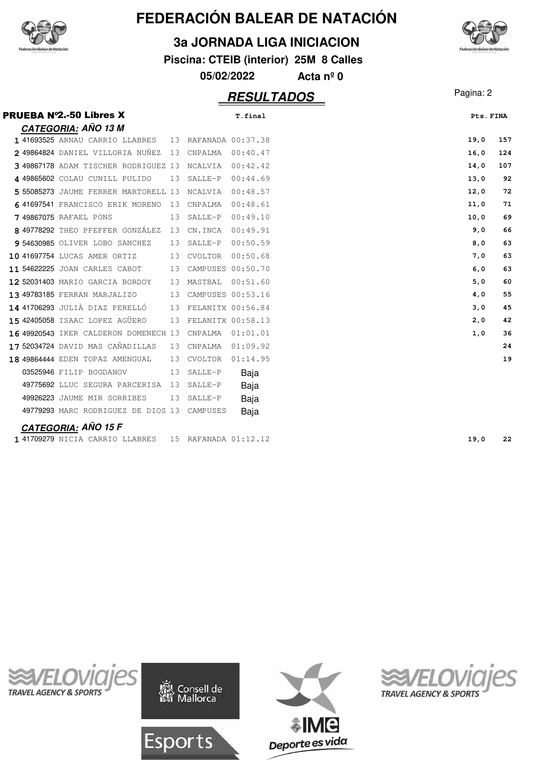# FEDERACIÓN BALEAR DE NATACIÓN

## 3a JORNADA LIGA INICIACION

**Piscina: CTEIB (interior) 25M 8 Calles**

**05/02/2022 Acta nº 0**

## RESULTADOS

Pagina: 2

**PRUEBA Nº2.-50 Libres X**

***CATEGORIA: AÑO 13 M***

| | | | | | T.final | Pts. | FINA |
|---|---|---|---|---|---|---|---|
| 1 | 41693525 | ARNAU CARRIO LLABRES | 13 | RAFANADA | 00:37.38 | 19,0 | 157 |
| 2 | 49864824 | DANIEL VILLORIA NUÑEZ | 13 | CNPALMA | 00:40.47 | 16,0 | 124 |
| 3 | 49867178 | ADAM TISCHER RODRIGUEZ | 13 | NCALVIA | 00:42.42 | 14,0 | 107 |
| 4 | 49865602 | COLAU CUNILL PULIDO | 13 | SALLE-P | 00:44.69 | 13,0 | 92 |
| 5 | 55085273 | JAUME FERRER MARTORELL | 13 | NCALVIA | 00:48.57 | 12,0 | 72 |
| 6 | 41697541 | FRANCISCO ERIK MORENO | 13 | CNPALMA | 00:48.61 | 11,0 | 71 |
| 7 | 49867075 | RAFAEL PONS | 13 | SALLE-P | 00:49.10 | 10,0 | 69 |
| 8 | 49778292 | THEO PFEFFER GONZÁLEZ | 13 | CN.INCA | 00:49.91 | 9,0 | 66 |
| 9 | 54630985 | OLIVER LOBO SANCHEZ | 13 | SALLE-P | 00:50.59 | 8,0 | 63 |
| 10 | 41697754 | LUCAS AMER ORTIZ | 13 | CVOLTOR | 00:50.68 | 7,0 | 63 |
| 11 | 54622225 | JOAN CARLES CABOT | 13 | CAMPUSES | 00:50.70 | 6,0 | 63 |
| 12 | 52031403 | MARIO GARCIA BORDOY | 13 | MASTBAL | 00:51.60 | 5,0 | 60 |
| 13 | 49783185 | FERRAN MARJALIZO | 13 | CAMPUSES | 00:53.16 | 4,0 | 55 |
| 14 | 41706293 | JULIÀ DIAZ PERELLÓ | 13 | FELANITX | 00:56.84 | 3,0 | 45 |
| 15 | 42405058 | ISAAC LOPEZ AGÜERO | 13 | FELANITX | 00:58.13 | 2,0 | 42 |
| 16 | 49920543 | IKER CALDERON DOMENECH | 13 | CNPALMA | 01:01.01 | 1,0 | 36 |
| 17 | 52034724 | DAVID MAS CAÑADILLAS | 13 | CNPALMA | 01:09.92 | | 24 |
| 18 | 49864444 | EDEN TOPAZ AMENGUAL | 13 | CVOLTOR | 01:14.95 | | 19 |
| | 03525946 | FILIP BOGDANOV | 13 | SALLE-P | Baja | | |
| | 49775692 | LLUC SEGURA PARCERISA | 13 | SALLE-P | Baja | | |
| | 49926223 | JAUME MIR SORRIBES | 13 | SALLE-P | Baja | | |
| | 49779293 | MARC RODRIGUEZ DE DIOS | 13 | CAMPUSES | Baja | | |

***CATEGORIA: AÑO 15 F***

| | | | | | T.final | Pts. | FINA |
|---|---|---|---|---|---|---|---|
| 1 | 41709279 | NICIA CARRIO LLABRES | 15 | RAFANADA | 01:12.12 | 19,0 | 22 |